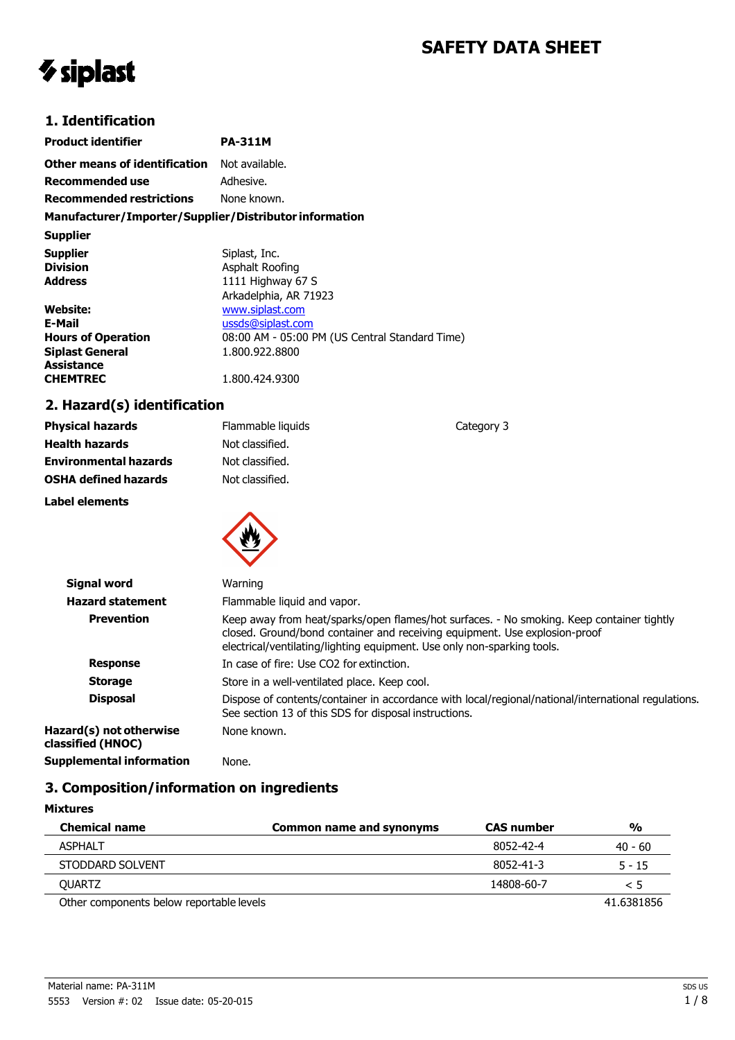# SAFETY DATA SHEET

## 1. Identification

| | |
|---|---|
| **Product identifier** | **PA-311M** |
| **Other means of identification** | Not available. |
| **Recommended use** | Adhesive. |
| **Recommended restrictions** | None known. |

**Manufacturer/Importer/Supplier/Distributor information**

**Supplier**

| | |
|---|---|
| **Supplier** | Siplast, Inc. |
| **Division** | Asphalt Roofing |
| **Address** | 1111 Highway 67 S<br>Arkadelphia, AR 71923 |
| **Website:** | www.siplast.com |
| **E-Mail** | ussds@siplast.com |
| **Hours of Operation** | 08:00 AM - 05:00 PM (US Central Standard Time) |
| **Siplast General Assistance** | 1.800.922.8800 |
| **CHEMTREC** | 1.800.424.9300 |

## 2. Hazard(s) identification

| | | |
|---|---|---|
| **Physical hazards** | Flammable liquids | Category 3 |
| **Health hazards** | Not classified. | |
| **Environmental hazards** | Not classified. | |
| **OSHA defined hazards** | Not classified. | |

**Label elements**

| | |
|---|---|
| **Signal word** | Warning |
| **Hazard statement** | Flammable liquid and vapor. |
| **Prevention** | Keep away from heat/sparks/open flames/hot surfaces. - No smoking. Keep container tightly closed. Ground/bond container and receiving equipment. Use explosion-proof electrical/ventilating/lighting equipment. Use only non-sparking tools. |
| **Response** | In case of fire: Use CO2 for extinction. |
| **Storage** | Store in a well-ventilated place. Keep cool. |
| **Disposal** | Dispose of contents/container in accordance with local/regional/national/international regulations. See section 13 of this SDS for disposal instructions. |
| **Hazard(s) not otherwise classified (HNOC)** | None known. |
| **Supplemental information** | None. |

## 3. Composition/information on ingredients

**Mixtures**

| Chemical name | Common name and synonyms | CAS number | % |
|---|---|---|---|
| ASPHALT | | 8052-42-4 | 40 - 60 |
| STODDARD SOLVENT | | 8052-41-3 | 5 - 15 |
| QUARTZ | | 14808-60-7 | < 5 |
| Other components below reportable levels | | | 41.6381856 |

Material name: PA-311M

5553 Version #: 02 Issue date: 05-20-015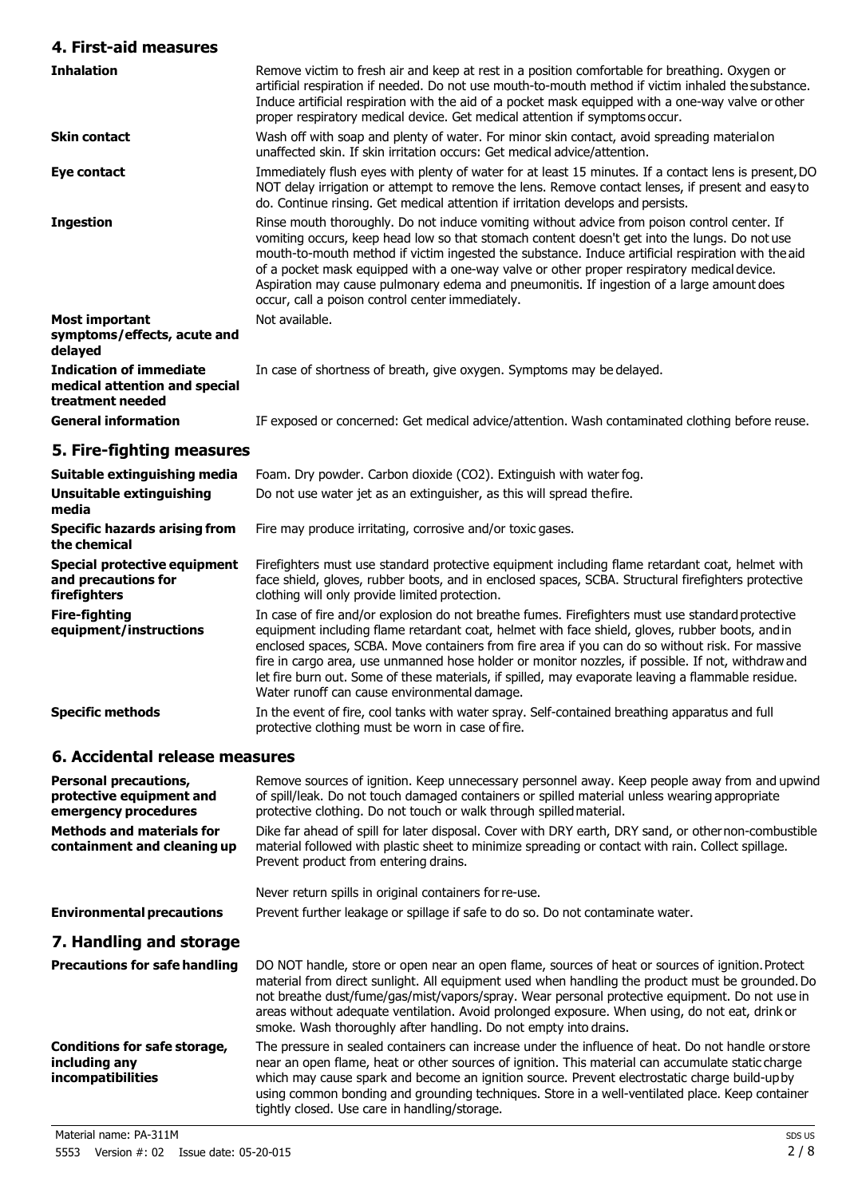## 4. First-aid measures

**Inhalation**
Remove victim to fresh air and keep at rest in a position comfortable for breathing. Oxygen or artificial respiration if needed. Do not use mouth-to-mouth method if victim inhaled the substance. Induce artificial respiration with the aid of a pocket mask equipped with a one-way valve or other proper respiratory medical device. Get medical attention if symptoms occur.

**Skin contact**
Wash off with soap and plenty of water. For minor skin contact, avoid spreading material on unaffected skin. If skin irritation occurs: Get medical advice/attention.

**Eye contact**
Immediately flush eyes with plenty of water for at least 15 minutes. If a contact lens is present, DO NOT delay irrigation or attempt to remove the lens. Remove contact lenses, if present and easy to do. Continue rinsing. Get medical attention if irritation develops and persists.

**Ingestion**
Rinse mouth thoroughly. Do not induce vomiting without advice from poison control center. If vomiting occurs, keep head low so that stomach content doesn't get into the lungs. Do not use mouth-to-mouth method if victim ingested the substance. Induce artificial respiration with the aid of a pocket mask equipped with a one-way valve or other proper respiratory medical device. Aspiration may cause pulmonary edema and pneumonitis. If ingestion of a large amount does occur, call a poison control center immediately.

**Most important symptoms/effects, acute and delayed**
Not available.

**Indication of immediate medical attention and special treatment needed**
In case of shortness of breath, give oxygen. Symptoms may be delayed.

**General information**
IF exposed or concerned: Get medical advice/attention. Wash contaminated clothing before reuse.

## 5. Fire-fighting measures

**Suitable extinguishing media**
Foam. Dry powder. Carbon dioxide ($CO_2$). Extinguish with water fog.

**Unsuitable extinguishing media**
Do not use water jet as an extinguisher, as this will spread the fire.

**Specific hazards arising from the chemical**
Fire may produce irritating, corrosive and/or toxic gases.

**Special protective equipment and precautions for firefighters**
Firefighters must use standard protective equipment including flame retardant coat, helmet with face shield, gloves, rubber boots, and in enclosed spaces, SCBA. Structural firefighters protective clothing will only provide limited protection.

**Fire-fighting equipment/instructions**
In case of fire and/or explosion do not breathe fumes. Firefighters must use standard protective equipment including flame retardant coat, helmet with face shield, gloves, rubber boots, and in enclosed spaces, SCBA. Move containers from fire area if you can do so without risk. For massive fire in cargo area, use unmanned hose holder or monitor nozzles, if possible. If not, withdraw and let fire burn out. Some of these materials, if spilled, may evaporate leaving a flammable residue. Water runoff can cause environmental damage.

**Specific methods**
In the event of fire, cool tanks with water spray. Self-contained breathing apparatus and full protective clothing must be worn in case of fire.

## 6. Accidental release measures

**Personal precautions, protective equipment and emergency procedures**
Remove sources of ignition. Keep unnecessary personnel away. Keep people away from and upwind of spill/leak. Do not touch damaged containers or spilled material unless wearing appropriate protective clothing. Do not touch or walk through spilled material.

**Methods and materials for containment and cleaning up**
Dike far ahead of spill for later disposal. Cover with DRY earth, DRY sand, or other non-combustible material followed with plastic sheet to minimize spreading or contact with rain. Collect spillage. Prevent product from entering drains.

Never return spills in original containers for re-use.

**Environmental precautions**
Prevent further leakage or spillage if safe to do so. Do not contaminate water.

## 7. Handling and storage

**Precautions for safe handling**
DO NOT handle, store or open near an open flame, sources of heat or sources of ignition. Protect material from direct sunlight. All equipment used when handling the product must be grounded. Do not breathe dust/fume/gas/mist/vapors/spray. Wear personal protective equipment. Do not use in areas without adequate ventilation. Avoid prolonged exposure. When using, do not eat, drink or smoke. Wash thoroughly after handling. Do not empty into drains.

**Conditions for safe storage, including any incompatibilities**
The pressure in sealed containers can increase under the influence of heat. Do not handle or store near an open flame, heat or other sources of ignition. This material can accumulate static charge which may cause spark and become an ignition source. Prevent electrostatic charge build-up by using common bonding and grounding techniques. Store in a well-ventilated place. Keep container tightly closed. Use care in handling/storage.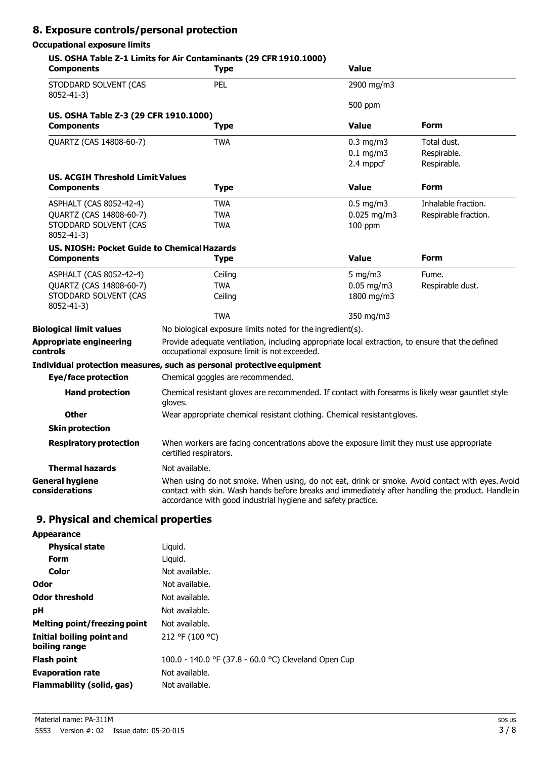## 8. Exposure controls/personal protection

### Occupational exposure limits

**US. OSHA Table Z-1 Limits for Air Contaminants (29 CFR 1910.1000)**

| Components | Type | Value |
|---|---|---|
| STODDARD SOLVENT (CAS 8052-41-3) | PEL | 2900 mg/m3 |
| | | 500 ppm |

**US. OSHA Table Z-3 (29 CFR 1910.1000)**

| Components | Type | Value | Form |
|---|---|---|---|
| QUARTZ (CAS 14808-60-7) | TWA | 0.3 mg/m3 | Total dust. |
| | | 0.1 mg/m3 | Respirable. |
| | | 2.4 mppcf | Respirable. |

**US. ACGIH Threshold Limit Values**

| Components | Type | Value | Form |
|---|---|---|---|
| ASPHALT (CAS 8052-42-4) | TWA | 0.5 mg/m3 | Inhalable fraction. |
| QUARTZ (CAS 14808-60-7) | TWA | 0.025 mg/m3 | Respirable fraction. |
| STODDARD SOLVENT (CAS 8052-41-3) | TWA | 100 ppm | |

**US. NIOSH: Pocket Guide to Chemical Hazards**

| Components | Type | Value | Form |
|---|---|---|---|
| ASPHALT (CAS 8052-42-4) | Ceiling | 5 mg/m3 | Fume. |
| QUARTZ (CAS 14808-60-7) | TWA | 0.05 mg/m3 | Respirable dust. |
| STODDARD SOLVENT (CAS 8052-41-3) | Ceiling | 1800 mg/m3 | |
| | TWA | 350 mg/m3 | |

**Biological limit values** No biological exposure limits noted for the ingredient(s).

**Appropriate engineering controls** Provide adequate ventilation, including appropriate local extraction, to ensure that the defined occupational exposure limit is not exceeded.

**Individual protection measures, such as personal protective equipment**

**Eye/face protection** Chemical goggles are recommended.

**Skin protection**

**Hand protection** Chemical resistant gloves are recommended. If contact with forearms is likely wear gauntlet style gloves.

**Other** Wear appropriate chemical resistant clothing. Chemical resistant gloves.

**Respiratory protection** When workers are facing concentrations above the exposure limit they must use appropriate certified respirators.

**Thermal hazards** Not available.

**General hygiene considerations** When using do not smoke. When using, do not eat, drink or smoke. Avoid contact with eyes. Avoid contact with skin. Wash hands before breaks and immediately after handling the product. Handle in accordance with good industrial hygiene and safety practice.

## 9. Physical and chemical properties

**Appearance**

| | |
|---|---|
| **Physical state** | Liquid. |
| **Form** | Liquid. |
| **Color** | Not available. |
| **Odor** | Not available. |
| **Odor threshold** | Not available. |
| **pH** | Not available. |
| **Melting point/freezing point** | Not available. |
| **Initial boiling point and boiling range** | 212 °F (100 °C) |
| **Flash point** | 100.0 - 140.0 °F (37.8 - 60.0 °C) Cleveland Open Cup |
| **Evaporation rate** | Not available. |
| **Flammability (solid, gas)** | Not available. |

Material name: PA-311M

5553 Version #: 02 Issue date: 05-20-015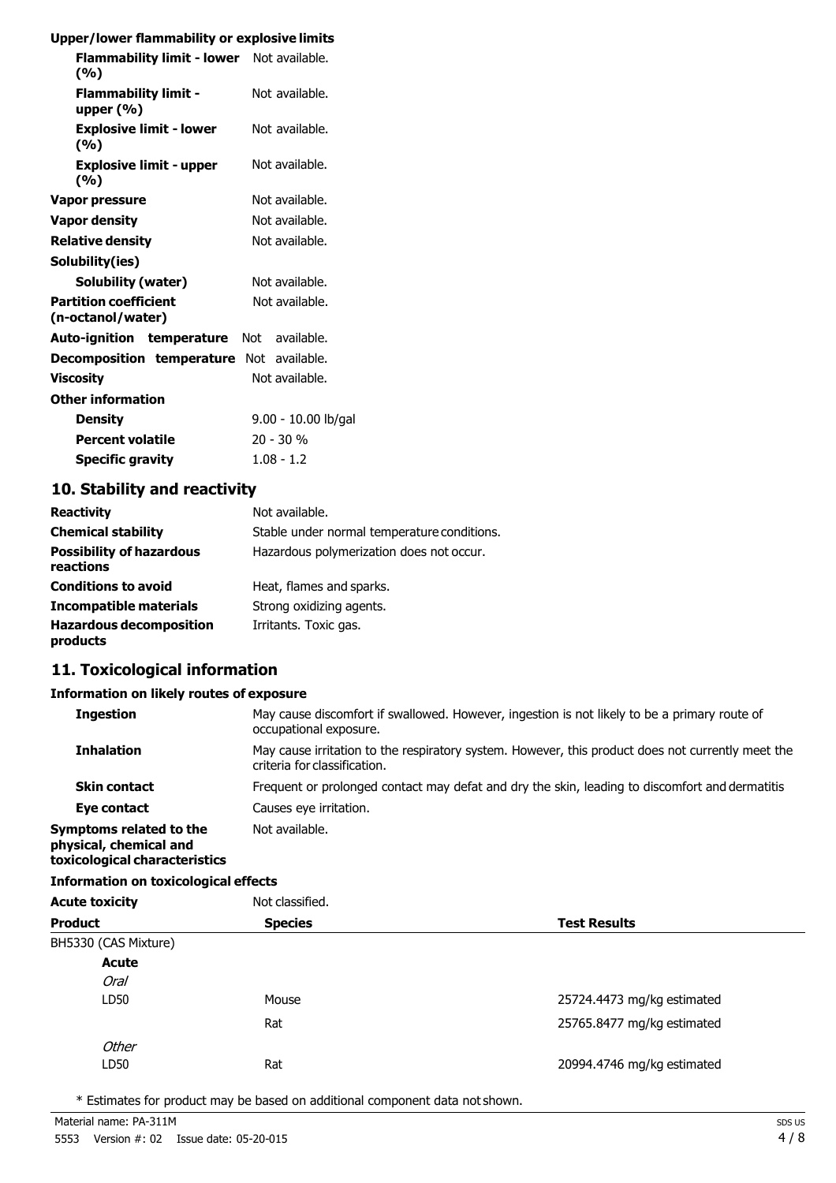**Upper/lower flammability or explosive limits**

| | |
|---|---|
| **Flammability limit - lower (%)** | Not available. |
| **Flammability limit - upper (%)** | Not available. |
| **Explosive limit - lower (%)** | Not available. |
| **Explosive limit - upper (%)** | Not available. |
| **Vapor pressure** | Not available. |
| **Vapor density** | Not available. |
| **Relative density** | Not available. |
| **Solubility(ies)** | |
| **Solubility (water)** | Not available. |
| **Partition coefficient (n-octanol/water)** | Not available. |
| **Auto-ignition temperature** | Not available. |
| **Decomposition temperature** | Not available. |
| **Viscosity** | Not available. |
| **Other information** | |
| **Density** | 9.00 - 10.00 lb/gal |
| **Percent volatile** | 20 - 30 % |
| **Specific gravity** | 1.08 - 1.2 |

## 10. Stability and reactivity

| | |
|---|---|
| **Reactivity** | Not available. |
| **Chemical stability** | Stable under normal temperature conditions. |
| **Possibility of hazardous reactions** | Hazardous polymerization does not occur. |
| **Conditions to avoid** | Heat, flames and sparks. |
| **Incompatible materials** | Strong oxidizing agents. |
| **Hazardous decomposition products** | Irritants. Toxic gas. |

## 11. Toxicological information

**Information on likely routes of exposure**

| | |
|---|---|
| **Ingestion** | May cause discomfort if swallowed. However, ingestion is not likely to be a primary route of occupational exposure. |
| **Inhalation** | May cause irritation to the respiratory system. However, this product does not currently meet the criteria for classification. |
| **Skin contact** | Frequent or prolonged contact may defat and dry the skin, leading to discomfort and dermatitis |
| **Eye contact** | Causes eye irritation. |
| **Symptoms related to the physical, chemical and toxicological characteristics** | Not available. |

**Information on toxicological effects**

**Acute toxicity** Not classified.

| Product | Species | Test Results |
|---|---|---|
| BH5330 (CAS Mixture) | | |
| **Acute** | | |
| *Oral* | | |
| LD50 | Mouse | 25724.4473 mg/kg estimated |
| | Rat | 25765.8477 mg/kg estimated |
| *Other* | | |
| LD50 | Rat | 20994.4746 mg/kg estimated |

* Estimates for product may be based on additional component data not shown.

Material name: PA-311M

5553 Version #: 02 Issue date: 05-20-015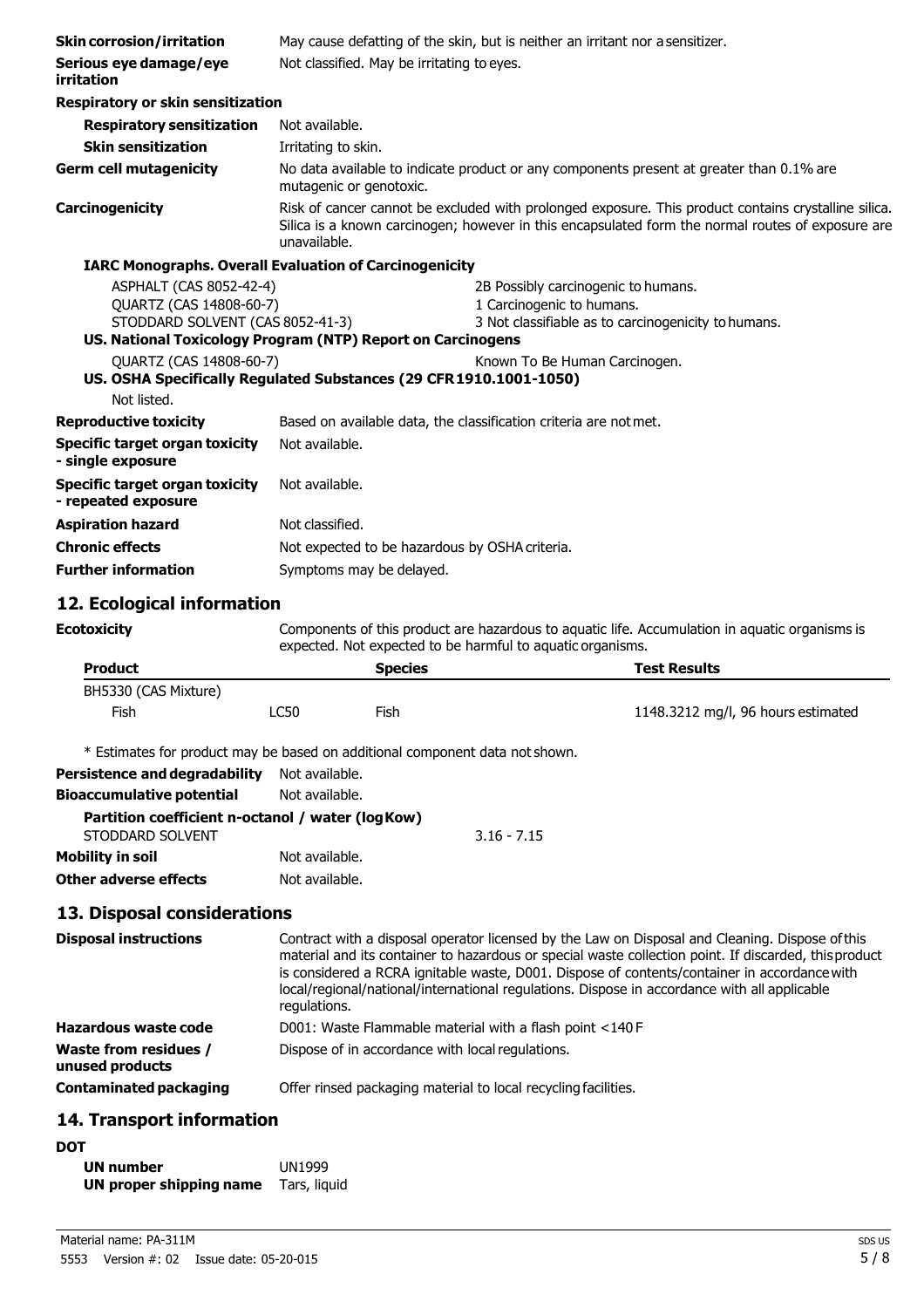**Skin corrosion/irritation** May cause defatting of the skin, but is neither an irritant nor a sensitizer.

**Serious eye damage/eye irritation** Not classified. May be irritating to eyes.

**Respiratory or skin sensitization**

**Respiratory sensitization** Not available.

**Skin sensitization** Irritating to skin.

**Germ cell mutagenicity** No data available to indicate product or any components present at greater than 0.1% are mutagenic or genotoxic.

**Carcinogenicity** Risk of cancer cannot be excluded with prolonged exposure. This product contains crystalline silica. Silica is a known carcinogen; however in this encapsulated form the normal routes of exposure are unavailable.

**IARC Monographs. Overall Evaluation of Carcinogenicity**

| | |
|---|---|
| ASPHALT (CAS 8052-42-4) | 2B Possibly carcinogenic to humans. |
| QUARTZ (CAS 14808-60-7) | 1 Carcinogenic to humans. |
| STODDARD SOLVENT (CAS 8052-41-3) | 3 Not classifiable as to carcinogenicity to humans. |

**US. National Toxicology Program (NTP) Report on Carcinogens**

| | |
|---|---|
| QUARTZ (CAS 14808-60-7) | Known To Be Human Carcinogen. |

**US. OSHA Specifically Regulated Substances (29 CFR 1910.1001-1050)**

Not listed.

**Reproductive toxicity** Based on available data, the classification criteria are not met.

**Specific target organ toxicity - single exposure** Not available.

**Specific target organ toxicity - repeated exposure** Not available.

**Aspiration hazard** Not classified.

**Chronic effects** Not expected to be hazardous by OSHA criteria.

**Further information** Symptoms may be delayed.

## 12. Ecological information

**Ecotoxicity** Components of this product are hazardous to aquatic life. Accumulation in aquatic organisms is expected. Not expected to be harmful to aquatic organisms.

| Product | | Species | Test Results |
|---|---|---|---|
| BH5330 (CAS Mixture) | | | |
| Fish | LC50 | Fish | 1148.3212 mg/l, 96 hours estimated |

\* Estimates for product may be based on additional component data not shown.

**Persistence and degradability** Not available.

**Bioaccumulative potential** Not available.

**Partition coefficient n-octanol / water (log Kow)**

STODDARD SOLVENT 3.16 - 7.15

**Mobility in soil** Not available.

**Other adverse effects** Not available.

## 13. Disposal considerations

**Disposal instructions** Contract with a disposal operator licensed by the Law on Disposal and Cleaning. Dispose of this material and its container to hazardous or special waste collection point. If discarded, this product is considered a RCRA ignitable waste, D001. Dispose of contents/container in accordance with local/regional/national/international regulations. Dispose in accordance with all applicable regulations.

**Hazardous waste code** D001: Waste Flammable material with a flash point <140 F

**Waste from residues / unused products** Dispose of in accordance with local regulations.

**Contaminated packaging** Offer rinsed packaging material to local recycling facilities.

## 14. Transport information

**DOT**

**UN number** UN1999

**UN proper shipping name** Tars, liquid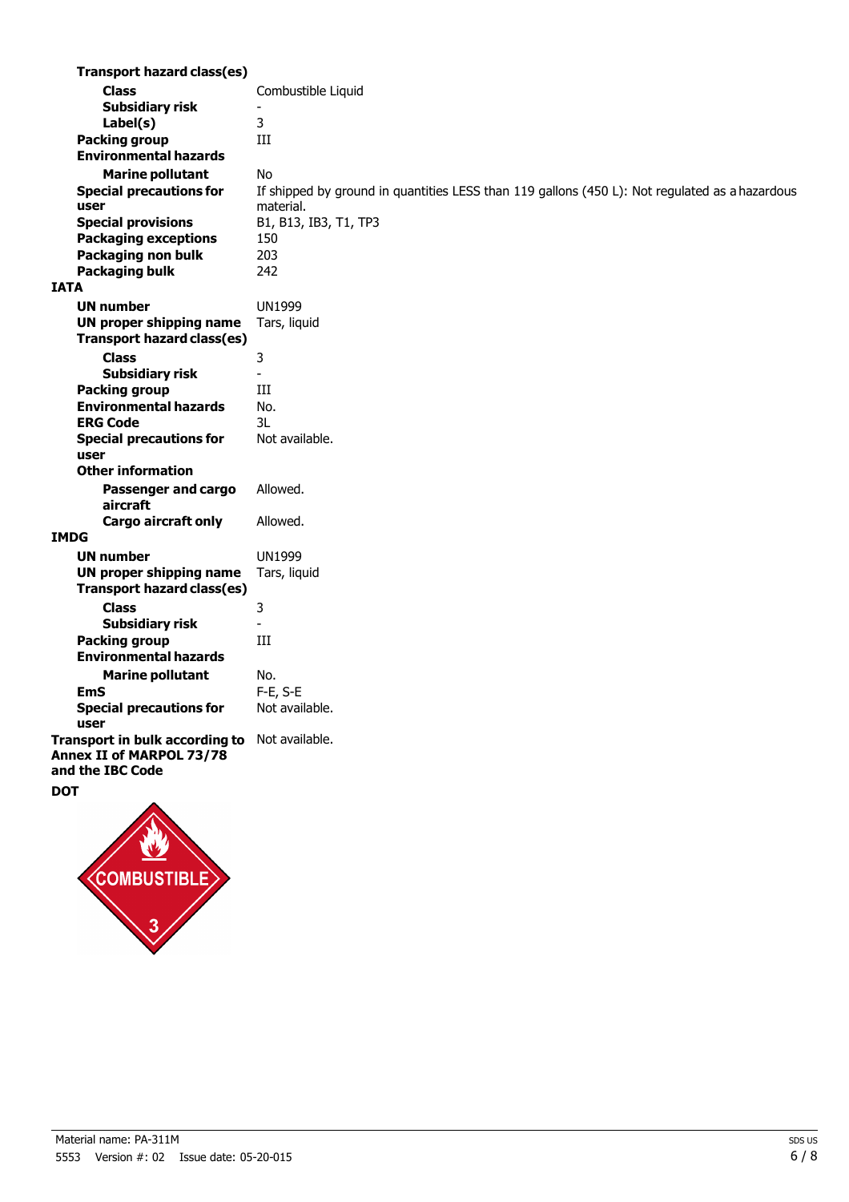**Transport hazard class(es)**

| | |
|---|---|
| **Class** | Combustible Liquid |
| **Subsidiary risk** | - |
| **Label(s)** | 3 |
| **Packing group** | III |
| **Environmental hazards** | |
| **Marine pollutant** | No |
| **Special precautions for user** | If shipped by ground in quantities LESS than 119 gallons (450 L): Not regulated as a hazardous material. |
| **Special provisions** | B1, B13, IB3, T1, TP3 |
| **Packaging exceptions** | 150 |
| **Packaging non bulk** | 203 |
| **Packaging bulk** | 242 |

**IATA**

| | |
|---|---|
| **UN number** | UN1999 |
| **UN proper shipping name** | Tars, liquid |
| **Transport hazard class(es)** | |
| **Class** | 3 |
| **Subsidiary risk** | - |
| **Packing group** | III |
| **Environmental hazards** | No. |
| **ERG Code** | 3L |
| **Special precautions for user** | Not available. |
| **Other information** | |
| **Passenger and cargo aircraft** | Allowed. |
| **Cargo aircraft only** | Allowed. |

**IMDG**

| | |
|---|---|
| **UN number** | UN1999 |
| **UN proper shipping name** | Tars, liquid |
| **Transport hazard class(es)** | |
| **Class** | 3 |
| **Subsidiary risk** | - |
| **Packing group** | III |
| **Environmental hazards** | |
| **Marine pollutant** | No. |
| **EmS** | F-E, S-E |
| **Special precautions for user** | Not available. |

| | |
|---|---|
| **Transport in bulk according to Annex II of MARPOL 73/78 and the IBC Code** | Not available. |

**DOT**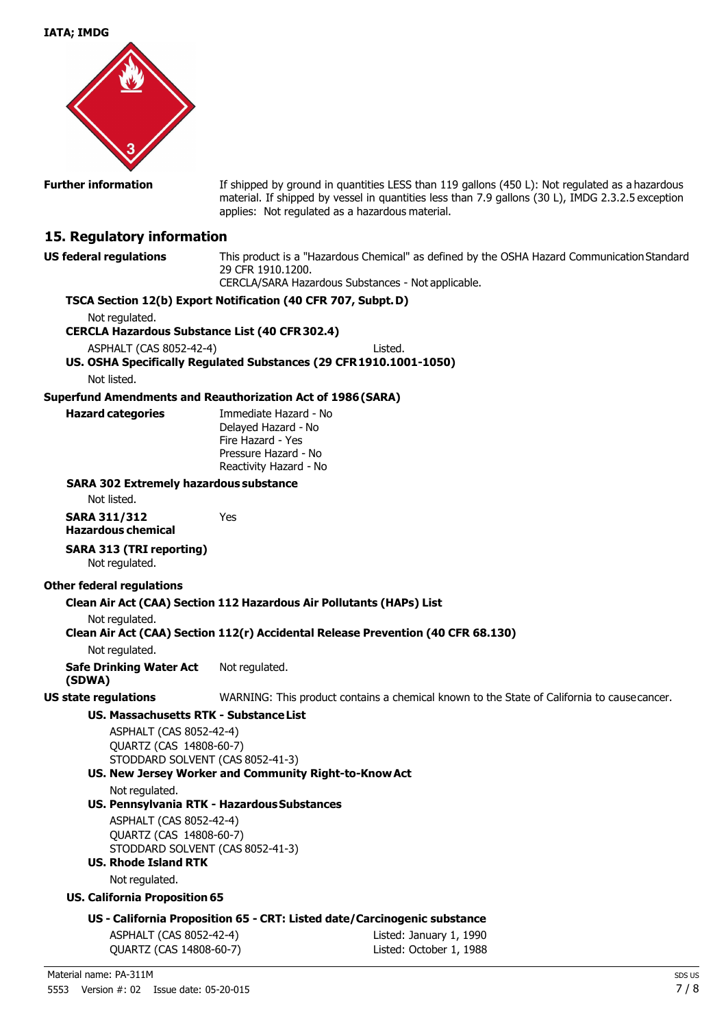**IATA; IMDG**

**Further information** If shipped by ground in quantities LESS than 119 gallons (450 L): Not regulated as a hazardous material. If shipped by vessel in quantities less than 7.9 gallons (30 L), IMDG 2.3.2.5 exception applies: Not regulated as a hazardous material.

## 15. Regulatory information

**US federal regulations** This product is a "Hazardous Chemical" as defined by the OSHA Hazard Communication Standard 29 CFR 1910.1200.
CERCLA/SARA Hazardous Substances - Not applicable.

**TSCA Section 12(b) Export Notification (40 CFR 707, Subpt. D)**

Not regulated.

**CERCLA Hazardous Substance List (40 CFR 302.4)**

ASPHALT (CAS 8052-42-4) Listed.

**US. OSHA Specifically Regulated Substances (29 CFR 1910.1001-1050)**

Not listed.

**Superfund Amendments and Reauthorization Act of 1986 (SARA)**

**Hazard categories**
Immediate Hazard - No
Delayed Hazard - No
Fire Hazard - Yes
Pressure Hazard - No
Reactivity Hazard - No

**SARA 302 Extremely hazardous substance**

Not listed.

**SARA 311/312 Hazardous chemical** Yes

**SARA 313 (TRI reporting)**

Not regulated.

**Other federal regulations**

**Clean Air Act (CAA) Section 112 Hazardous Air Pollutants (HAPs) List**

Not regulated.

**Clean Air Act (CAA) Section 112(r) Accidental Release Prevention (40 CFR 68.130)**

Not regulated.

**Safe Drinking Water Act (SDWA)** Not regulated.

**US state regulations** WARNING: This product contains a chemical known to the State of California to cause cancer.

**US. Massachusetts RTK - Substance List**

ASPHALT (CAS 8052-42-4)
QUARTZ (CAS 14808-60-7)
STODDARD SOLVENT (CAS 8052-41-3)

**US. New Jersey Worker and Community Right-to-Know Act**

Not regulated.

**US. Pennsylvania RTK - Hazardous Substances**

ASPHALT (CAS 8052-42-4)
QUARTZ (CAS 14808-60-7)
STODDARD SOLVENT (CAS 8052-41-3)

**US. Rhode Island RTK**

Not regulated.

**US. California Proposition 65**

**US - California Proposition 65 - CRT: Listed date/Carcinogenic substance**

ASPHALT (CAS 8052-42-4) Listed: January 1, 1990
QUARTZ (CAS 14808-60-7) Listed: October 1, 1988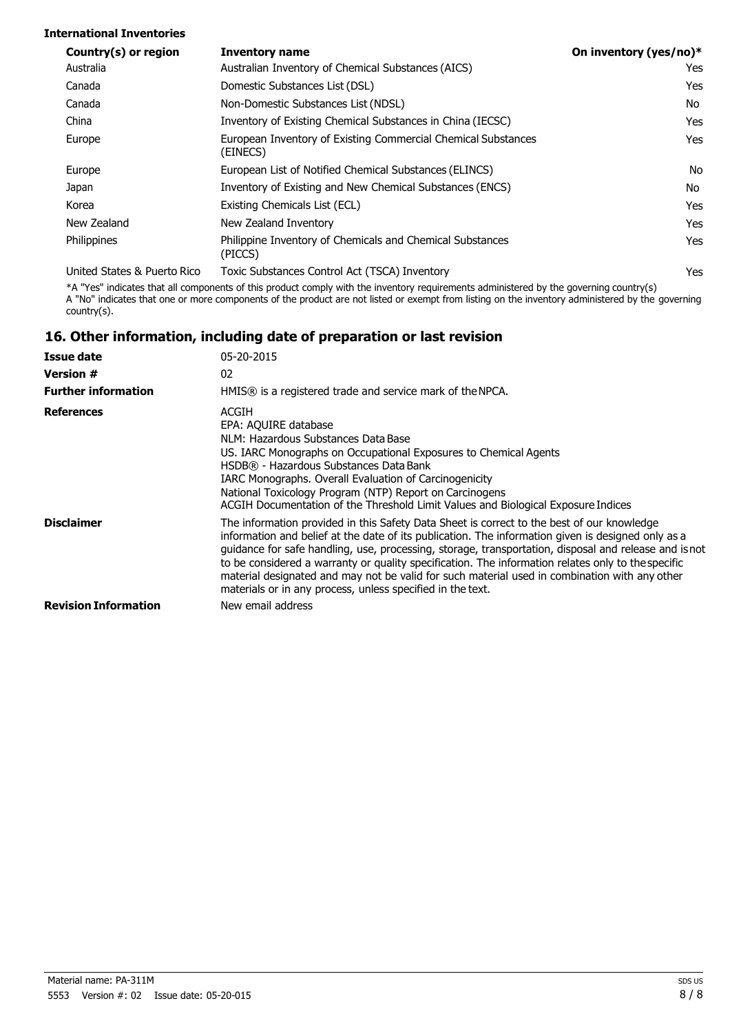**International Inventories**

| Country(s) or region | Inventory name | On inventory (yes/no)* |
|---|---|---|
| Australia | Australian Inventory of Chemical Substances (AICS) | Yes |
| Canada | Domestic Substances List (DSL) | Yes |
| Canada | Non-Domestic Substances List (NDSL) | No |
| China | Inventory of Existing Chemical Substances in China (IECSC) | Yes |
| Europe | European Inventory of Existing Commercial Chemical Substances (EINECS) | Yes |
| Europe | European List of Notified Chemical Substances (ELINCS) | No |
| Japan | Inventory of Existing and New Chemical Substances (ENCS) | No |
| Korea | Existing Chemicals List (ECL) | Yes |
| New Zealand | New Zealand Inventory | Yes |
| Philippines | Philippine Inventory of Chemicals and Chemical Substances (PICCS) | Yes |
| United States & Puerto Rico | Toxic Substances Control Act (TSCA) Inventory | Yes |

*A "Yes" indicates that all components of this product comply with the inventory requirements administered by the governing country(s)
A "No" indicates that one or more components of the product are not listed or exempt from listing on the inventory administered by the governing country(s).

## 16. Other information, including date of preparation or last revision

**Issue date** 05-20-2015

**Version #** 02

**Further information** HMIS® is a registered trade and service mark of the NPCA.

**References**
ACGIH
EPA: AQUIRE database
NLM: Hazardous Substances Data Base
US. IARC Monographs on Occupational Exposures to Chemical Agents
HSDB® - Hazardous Substances Data Bank
IARC Monographs. Overall Evaluation of Carcinogenicity
National Toxicology Program (NTP) Report on Carcinogens
ACGIH Documentation of the Threshold Limit Values and Biological Exposure Indices

**Disclaimer** The information provided in this Safety Data Sheet is correct to the best of our knowledge information and belief at the date of its publication. The information given is designed only as a guidance for safe handling, use, processing, storage, transportation, disposal and release and is not to be considered a warranty or quality specification. The information relates only to the specific material designated and may not be valid for such material used in combination with any other materials or in any process, unless specified in the text.

**Revision Information** New email address